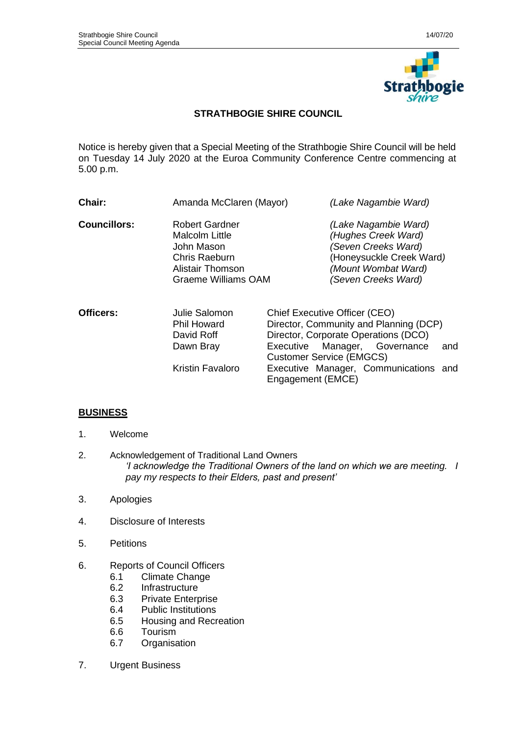# STRATHBOGIE SHIRE COUNCIL

Notice is hereby given that a Special Meeting of the Strathbogie Shire Council will be held on Tuesday 14 July 2020 at the Euroa Community Conference Centre commencing at 5.00 p.m.

| | | |
|---|---|---|
| **Chair:** | Amanda McClaren (Mayor) | *(Lake Nagambie Ward)* |
| **Councillors:** | Robert Gardner | *(Lake Nagambie Ward)* |
| | Malcolm Little | *(Hughes Creek Ward)* |
| | John Mason | *(Seven Creeks Ward)* |
| | Chris Raeburn | (Honeysuckle Creek Ward*)* |
| | Alistair Thomson | *(Mount Wombat Ward)* |
| | Graeme Williams OAM | *(Seven Creeks Ward)* |

| | | |
|---|---|---|
| **Officers:** | Julie Salomon | Chief Executive Officer (CEO) |
| | Phil Howard | Director, Community and Planning (DCP) |
| | David Roff | Director, Corporate Operations (DCO) |
| | Dawn Bray | Executive Manager, Governance and Customer Service (EMGCS) |
| | Kristin Favaloro | Executive Manager, Communications and Engagement (EMCE) |

## BUSINESS

1. Welcome
2. Acknowledgement of Traditional Land Owners
   *'I acknowledge the Traditional Owners of the land on which we are meeting. I pay my respects to their Elders, past and present'*
3. Apologies
4. Disclosure of Interests
5. Petitions
6. Reports of Council Officers
   - 6.1 Climate Change
   - 6.2 Infrastructure
   - 6.3 Private Enterprise
   - 6.4 Public Institutions
   - 6.5 Housing and Recreation
   - 6.6 Tourism
   - 6.7 Organisation
7. Urgent Business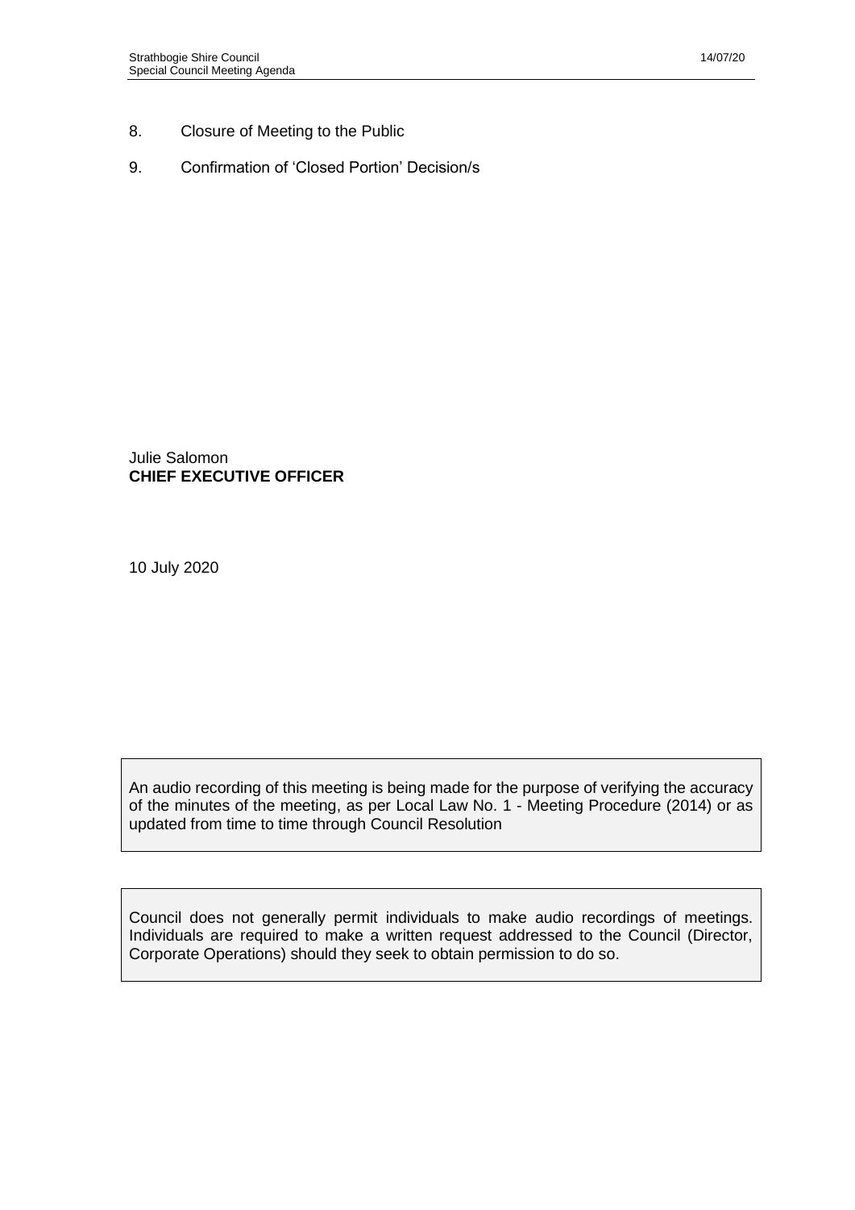8. Closure of Meeting to the Public

9. Confirmation of 'Closed Portion' Decision/s

Julie Salomon
**CHIEF EXECUTIVE OFFICER**

10 July 2020

> An audio recording of this meeting is being made for the purpose of verifying the accuracy of the minutes of the meeting, as per Local Law No. 1 - Meeting Procedure (2014) or as updated from time to time through Council Resolution

> Council does not generally permit individuals to make audio recordings of meetings. Individuals are required to make a written request addressed to the Council (Director, Corporate Operations) should they seek to obtain permission to do so.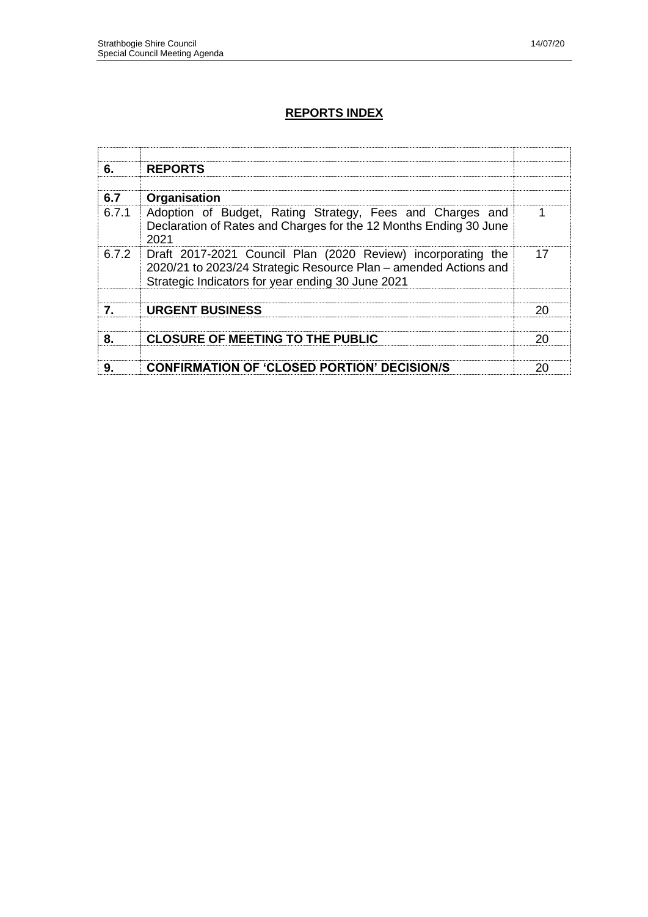# REPORTS INDEX

| | | |
|---|---|---|
| **6.** | **REPORTS** | |
| | | |
| **6.7** | **Organisation** | |
| 6.7.1 | Adoption of Budget, Rating Strategy, Fees and Charges and Declaration of Rates and Charges for the 12 Months Ending 30 June 2021 | 1 |
| 6.7.2 | Draft 2017-2021 Council Plan (2020 Review) incorporating the 2020/21 to 2023/24 Strategic Resource Plan – amended Actions and Strategic Indicators for year ending 30 June 2021 | 17 |
| | | |
| **7.** | **URGENT BUSINESS** | 20 |
| | | |
| **8.** | **CLOSURE OF MEETING TO THE PUBLIC** | 20 |
| | | |
| **9.** | **CONFIRMATION OF 'CLOSED PORTION' DECISION/S** | 20 |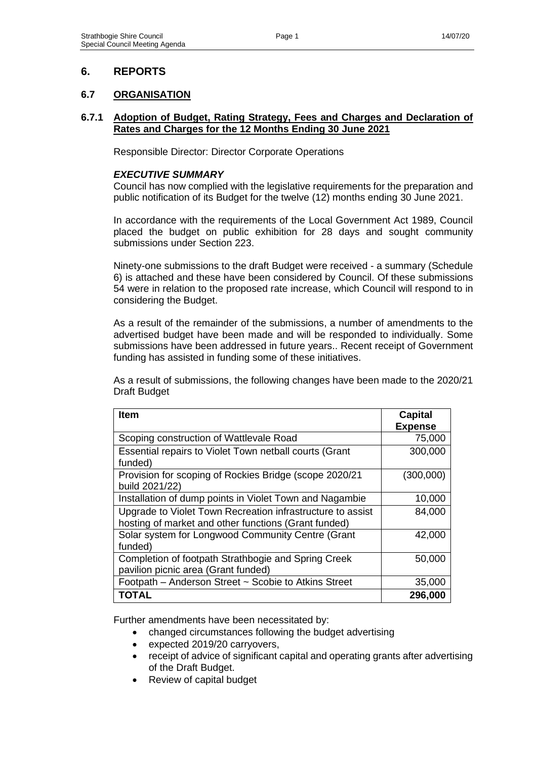## 6. REPORTS

### 6.7 ORGANISATION

#### 6.7.1 Adoption of Budget, Rating Strategy, Fees and Charges and Declaration of Rates and Charges for the 12 Months Ending 30 June 2021

Responsible Director: Director Corporate Operations

***EXECUTIVE SUMMARY***

Council has now complied with the legislative requirements for the preparation and public notification of its Budget for the twelve (12) months ending 30 June 2021.

In accordance with the requirements of the Local Government Act 1989, Council placed the budget on public exhibition for 28 days and sought community submissions under Section 223.

Ninety-one submissions to the draft Budget were received - a summary (Schedule 6) is attached and these have been considered by Council. Of these submissions 54 were in relation to the proposed rate increase, which Council will respond to in considering the Budget.

As a result of the remainder of the submissions, a number of amendments to the advertised budget have been made and will be responded to individually. Some submissions have been addressed in future years.. Recent receipt of Government funding has assisted in funding some of these initiatives.

As a result of submissions, the following changes have been made to the 2020/21 Draft Budget

| Item | Capital Expense |
|---|---|
| Scoping construction of Wattlevale Road | 75,000 |
| Essential repairs to Violet Town netball courts (Grant funded) | 300,000 |
| Provision for scoping of Rockies Bridge (scope 2020/21 build 2021/22) | (300,000) |
| Installation of dump points in Violet Town and Nagambie | 10,000 |
| Upgrade to Violet Town Recreation infrastructure to assist hosting of market and other functions (Grant funded) | 84,000 |
| Solar system for Longwood Community Centre (Grant funded) | 42,000 |
| Completion of footpath Strathbogie and Spring Creek pavilion picnic area (Grant funded) | 50,000 |
| Footpath – Anderson Street ~ Scobie to Atkins Street | 35,000 |
| **TOTAL** | **296,000** |

Further amendments have been necessitated by:

- changed circumstances following the budget advertising
- expected 2019/20 carryovers,
- receipt of advice of significant capital and operating grants after advertising of the Draft Budget.
- Review of capital budget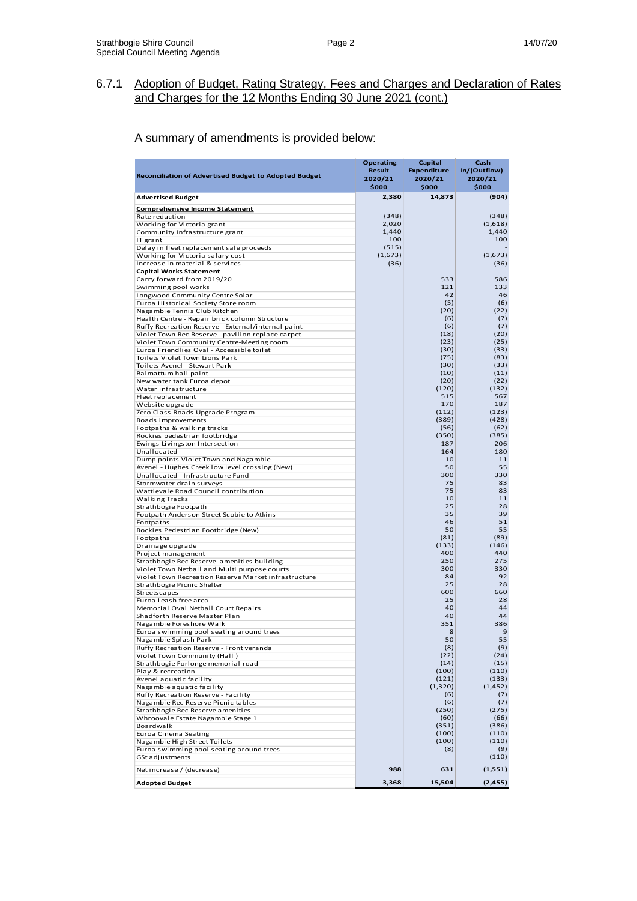## 6.7.1 Adoption of Budget, Rating Strategy, Fees and Charges and Declaration of Rates and Charges for the 12 Months Ending 30 June 2021 (cont.)

A summary of amendments is provided below:

| Reconciliation of Advertised Budget to Adopted Budget | Operating Result 2020/21 $000 | Capital Expenditure 2020/21 $000 | Cash In/(Outflow) 2020/21 $000 |
|---|---|---|---|
| **Advertised Budget** | **2,380** | **14,873** | **(904)** |
| **Comprehensive Income Statement** | | | |
| Rate reduction | (348) | | (348) |
| Working for Victoria grant | 2,020 | | (1,618) |
| Community Infrastructure grant | 1,440 | | 1,440 |
| IT grant | 100 | | 100 |
| Delay in fleet replacement sale proceeds | (515) | | - |
| Working for Victoria salary cost | (1,673) | | (1,673) |
| Increase in material & services | (36) | | (36) |
| **Capital Works Statement** | | | |
| Carry forward from 2019/20 | | 533 | 586 |
| Swimming pool works | | 121 | 133 |
| Longwood Community Centre Solar | | 42 | 46 |
| Euroa Historical Society Store room | | (5) | (6) |
| Nagambie Tennis Club Kitchen | | (20) | (22) |
| Health Centre - Repair brick column Structure | | (6) | (7) |
| Ruffy Recreation Reserve - External/internal paint | | (6) | (7) |
| Violet Town Rec Reserve - pavilion replace carpet | | (18) | (20) |
| Violet Town Community Centre-Meeting room | | (23) | (25) |
| Euroa Friendlies Oval - Accessible toilet | | (30) | (33) |
| Toilets Violet Town Lions Park | | (75) | (83) |
| Toilets Avenel - Stewart Park | | (30) | (33) |
| Balmattum hall paint | | (10) | (11) |
| New water tank Euroa depot | | (20) | (22) |
| Water infrastructure | | (120) | (132) |
| Fleet replacement | | 515 | 567 |
| Website upgrade | | 170 | 187 |
| Zero Class Roads Upgrade Program | | (112) | (123) |
| Roads improvements | | (389) | (428) |
| Footpaths & walking tracks | | (56) | (62) |
| Rockies pedestrian footbridge | | (350) | (385) |
| Ewings Livingston Intersection | | 187 | 206 |
| Unallocated | | 164 | 180 |
| Dump points Violet Town and Nagambie | | 10 | 11 |
| Avenel - Hughes Creek low level crossing (New) | | 50 | 55 |
| Unallocated - Infrastructure Fund | | 300 | 330 |
| Stormwater drain surveys | | 75 | 83 |
| Wattlevale Road Council contribution | | 75 | 83 |
| Walking Tracks | | 10 | 11 |
| Strathbogie Footpath | | 25 | 28 |
| Footpath Anderson Street Scobie to Atkins | | 35 | 39 |
| Footpaths | | 46 | 51 |
| Rockies Pedestrian Footbridge (New) | | 50 | 55 |
| Footpaths | | (81) | (89) |
| Drainage upgrade | | (133) | (146) |
| Project management | | 400 | 440 |
| Strathbogie Rec Reserve amenities building | | 250 | 275 |
| Violet Town Netball and Multi purpose courts | | 300 | 330 |
| Violet Town Recreation Reserve Market infrastructure | | 84 | 92 |
| Strathbogie Picnic Shelter | | 25 | 28 |
| Streetscapes | | 600 | 660 |
| Euroa Leash free area | | 25 | 28 |
| Memorial Oval Netball Court Repairs | | 40 | 44 |
| Shadforth Reserve Master Plan | | 40 | 44 |
| Nagambie Foreshore Walk | | 351 | 386 |
| Euroa swimming pool seating around trees | | 8 | 9 |
| Nagambie Splash Park | | 50 | 55 |
| Ruffy Recreation Reserve - Front veranda | | (8) | (9) |
| Violet Town Community (Hall ) | | (22) | (24) |
| Strathbogie Forlonge memorial road | | (14) | (15) |
| Play & recreation | | (100) | (110) |
| Avenel aquatic facility | | (121) | (133) |
| Nagambie aquatic facility | | (1,320) | (1,452) |
| Ruffy Recreation Reserve - Facility | | (6) | (7) |
| Nagambie Rec Reserve Picnic tables | | (6) | (7) |
| Strathbogie Rec Reserve amenities | | (250) | (275) |
| Whroovale Estate Nagambie Stage 1 | | (60) | (66) |
| Boardwalk | | (351) | (386) |
| Euroa Cinema Seating | | (100) | (110) |
| Nagambie High Street Toilets | | (100) | (110) |
| Euroa swimming pool seating around trees | | (8) | (9) |
| GSt adjustments | | | (110) |
| Net increase / (decrease) | 988 | 631 | (1,551) |
| **Adopted Budget** | **3,368** | **15,504** | **(2,455)** |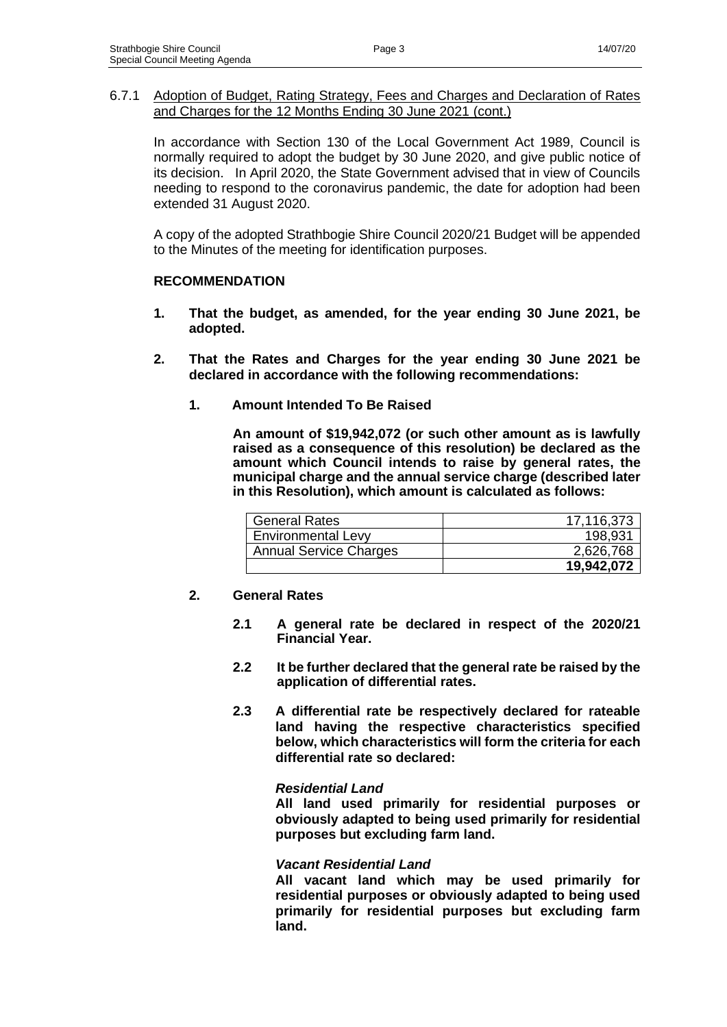6.7.1 Adoption of Budget, Rating Strategy, Fees and Charges and Declaration of Rates and Charges for the 12 Months Ending 30 June 2021 (cont.)

In accordance with Section 130 of the Local Government Act 1989, Council is normally required to adopt the budget by 30 June 2020, and give public notice of its decision. In April 2020, the State Government advised that in view of Councils needing to respond to the coronavirus pandemic, the date for adoption had been extended 31 August 2020.

A copy of the adopted Strathbogie Shire Council 2020/21 Budget will be appended to the Minutes of the meeting for identification purposes.

**RECOMMENDATION**

1. **That the budget, as amended, for the year ending 30 June 2021, be adopted.**

2. **That the Rates and Charges for the year ending 30 June 2021 be declared in accordance with the following recommendations:**

   1. **Amount Intended To Be Raised**

      **An amount of $19,942,072 (or such other amount as is lawfully raised as a consequence of this resolution) be declared as the amount which Council intends to raise by general rates, the municipal charge and the annual service charge (described later in this Resolution), which amount is calculated as follows:**

| | |
|---|---:|
| General Rates | 17,116,373 |
| Environmental Levy | 198,931 |
| Annual Service Charges | 2,626,768 |
| | **19,942,072** |

   2. **General Rates**

      **2.1 A general rate be declared in respect of the 2020/21 Financial Year.**

      **2.2 It be further declared that the general rate be raised by the application of differential rates.**

      **2.3 A differential rate be respectively declared for rateable land having the respective characteristics specified below, which characteristics will form the criteria for each differential rate so declared:**

      ***Residential Land***
      **All land used primarily for residential purposes or obviously adapted to being used primarily for residential purposes but excluding farm land.**

      ***Vacant Residential Land***
      **All vacant land which may be used primarily for residential purposes or obviously adapted to being used primarily for residential purposes but excluding farm land.**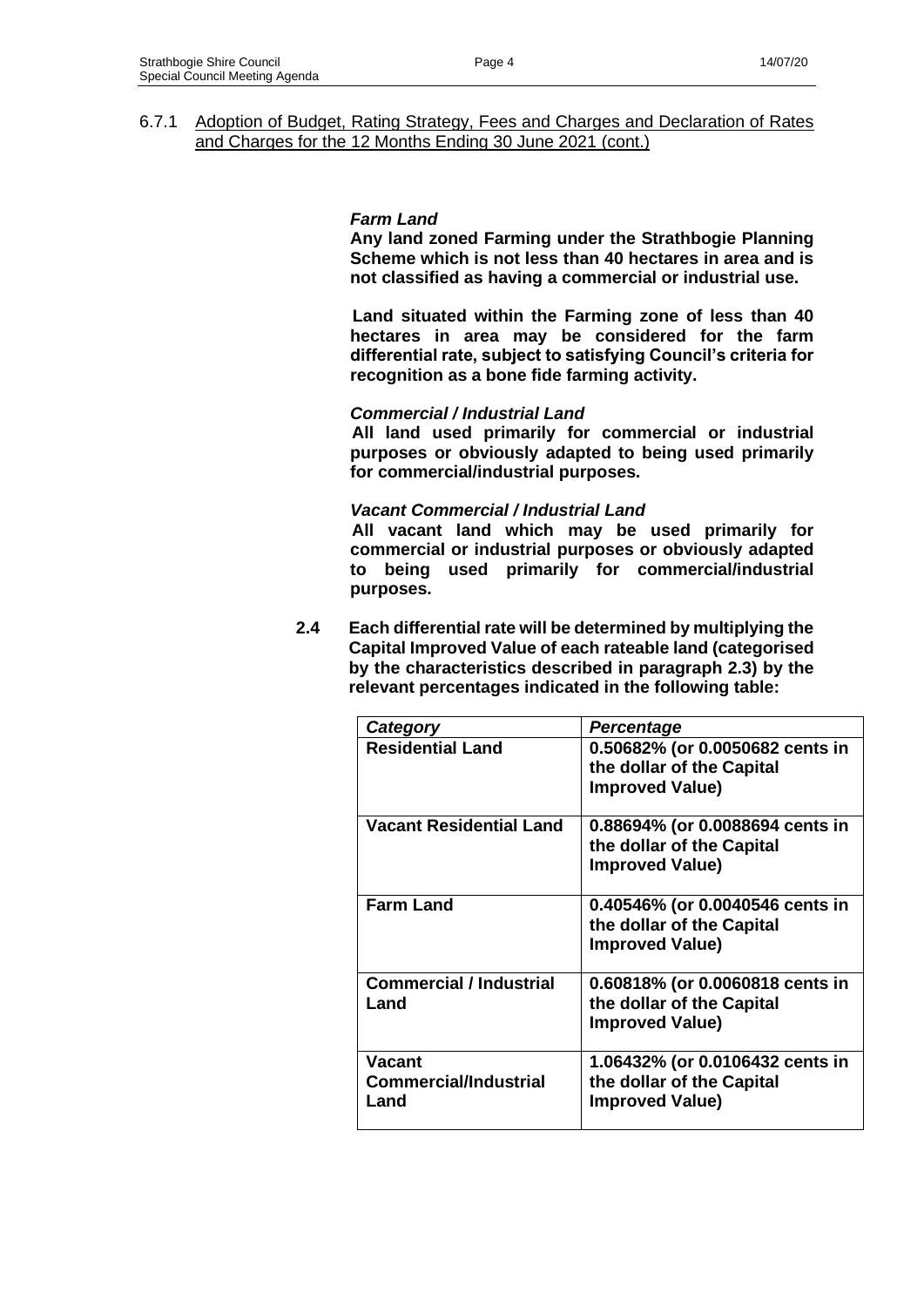6.7.1 Adoption of Budget, Rating Strategy, Fees and Charges and Declaration of Rates and Charges for the 12 Months Ending 30 June 2021 (cont.)

***Farm Land***

**Any land zoned Farming under the Strathbogie Planning Scheme which is not less than 40 hectares in area and is not classified as having a commercial or industrial use.**

**Land situated within the Farming zone of less than 40 hectares in area may be considered for the farm differential rate, subject to satisfying Council's criteria for recognition as a bone fide farming activity.**

***Commercial / Industrial Land***

**All land used primarily for commercial or industrial purposes or obviously adapted to being used primarily for commercial/industrial purposes.**

***Vacant Commercial / Industrial Land***

**All vacant land which may be used primarily for commercial or industrial purposes or obviously adapted to being used primarily for commercial/industrial purposes.**

**2.4 Each differential rate will be determined by multiplying the Capital Improved Value of each rateable land (categorised by the characteristics described in paragraph 2.3) by the relevant percentages indicated in the following table:**

| ***Category*** | ***Percentage*** |
|---|---|
| **Residential Land** | **0.50682% (or 0.0050682 cents in the dollar of the Capital Improved Value)** |
| **Vacant Residential Land** | **0.88694% (or 0.0088694 cents in the dollar of the Capital Improved Value)** |
| **Farm Land** | **0.40546% (or 0.0040546 cents in the dollar of the Capital Improved Value)** |
| **Commercial / Industrial Land** | **0.60818% (or 0.0060818 cents in the dollar of the Capital Improved Value)** |
| **Vacant Commercial/Industrial Land** | **1.06432% (or 0.0106432 cents in the dollar of the Capital Improved Value)** |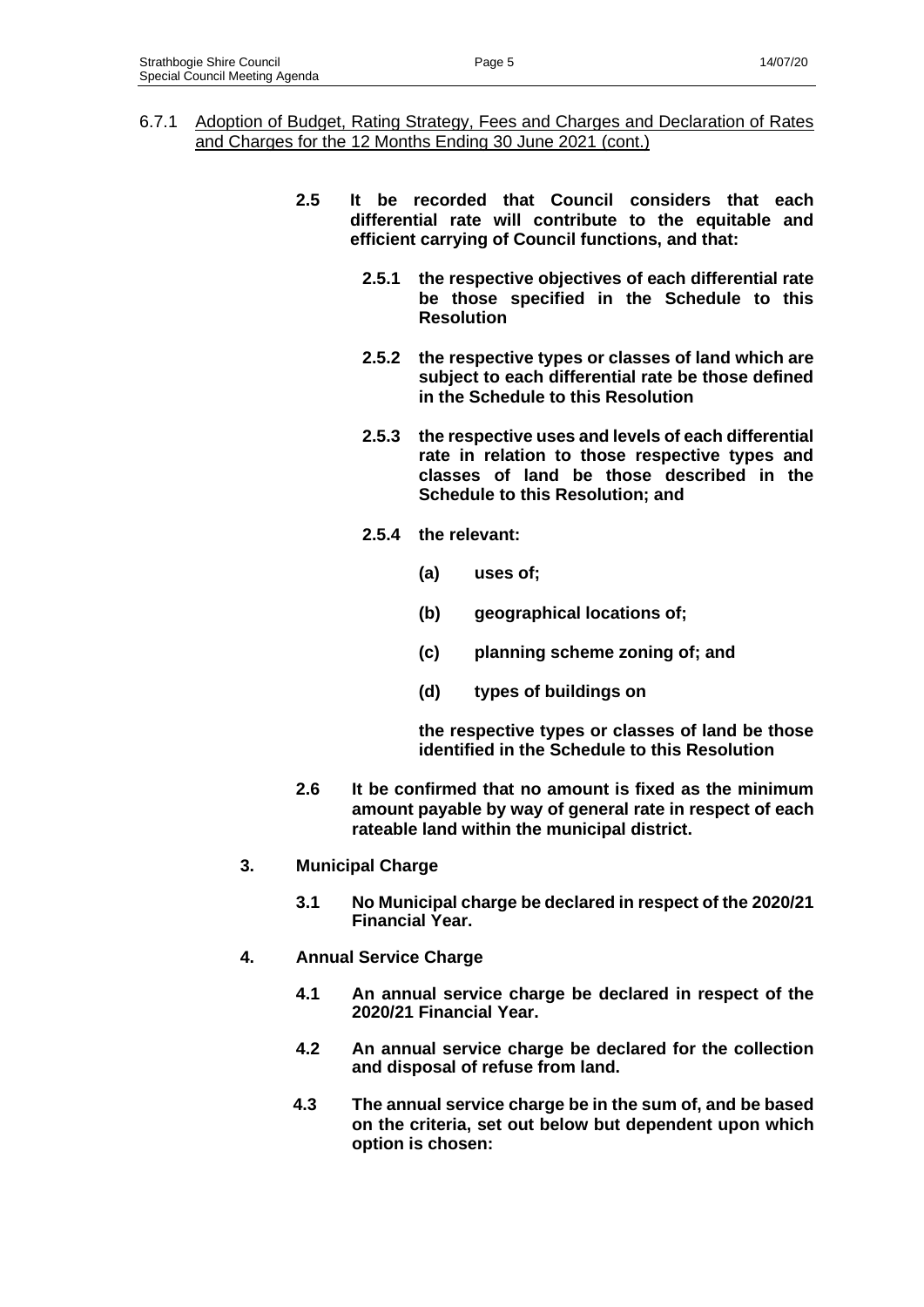6.7.1 Adoption of Budget, Rating Strategy, Fees and Charges and Declaration of Rates and Charges for the 12 Months Ending 30 June 2021 (cont.)

**2.5 It be recorded that Council considers that each differential rate will contribute to the equitable and efficient carrying of Council functions, and that:**

**2.5.1 the respective objectives of each differential rate be those specified in the Schedule to this Resolution**

**2.5.2 the respective types or classes of land which are subject to each differential rate be those defined in the Schedule to this Resolution**

**2.5.3 the respective uses and levels of each differential rate in relation to those respective types and classes of land be those described in the Schedule to this Resolution; and**

**2.5.4 the relevant:**

**(a) uses of;**

**(b) geographical locations of;**

**(c) planning scheme zoning of; and**

**(d) types of buildings on**

**the respective types or classes of land be those identified in the Schedule to this Resolution**

**2.6 It be confirmed that no amount is fixed as the minimum amount payable by way of general rate in respect of each rateable land within the municipal district.**

**3. Municipal Charge**

**3.1 No Municipal charge be declared in respect of the 2020/21 Financial Year.**

**4. Annual Service Charge**

**4.1 An annual service charge be declared in respect of the 2020/21 Financial Year.**

**4.2 An annual service charge be declared for the collection and disposal of refuse from land.**

**4.3 The annual service charge be in the sum of, and be based on the criteria, set out below but dependent upon which option is chosen:**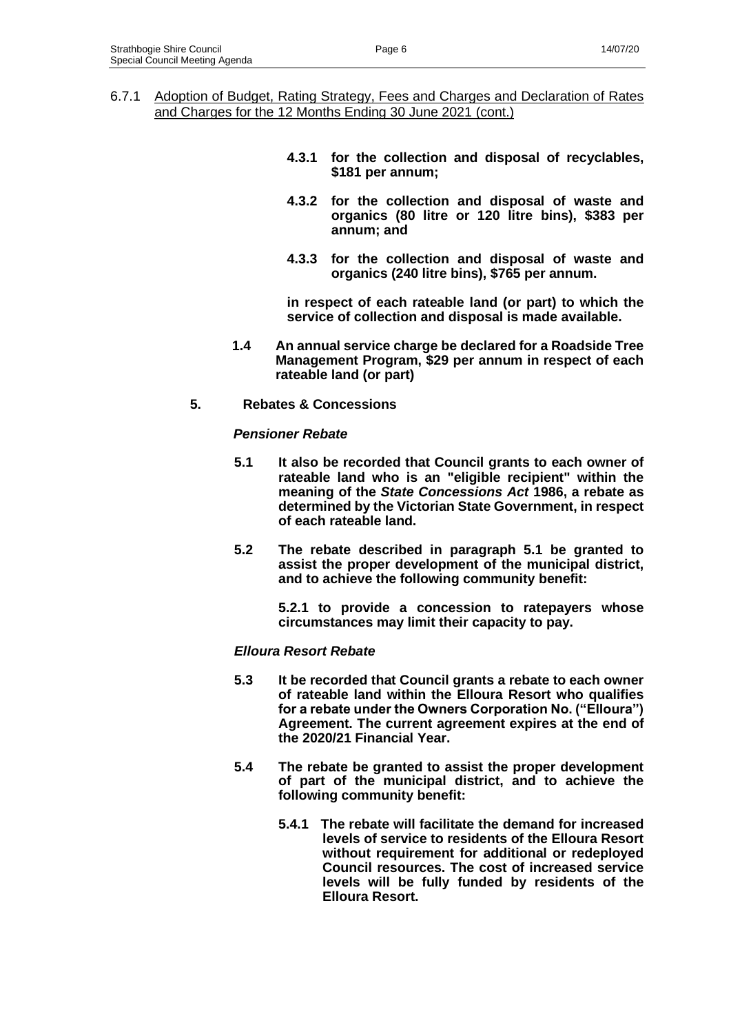6.7.1 Adoption of Budget, Rating Strategy, Fees and Charges and Declaration of Rates and Charges for the 12 Months Ending 30 June 2021 (cont.)

**4.3.1 for the collection and disposal of recyclables, $181 per annum;**

**4.3.2 for the collection and disposal of waste and organics (80 litre or 120 litre bins), $383 per annum; and**

**4.3.3 for the collection and disposal of waste and organics (240 litre bins), $765 per annum.**

**in respect of each rateable land (or part) to which the service of collection and disposal is made available.**

**1.4 An annual service charge be declared for a Roadside Tree Management Program, $29 per annum in respect of each rateable land (or part)**

**5. Rebates & Concessions**

***Pensioner Rebate***

**5.1 It also be recorded that Council grants to each owner of rateable land who is an "eligible recipient" within the meaning of the *State Concessions Act* 1986, a rebate as determined by the Victorian State Government, in respect of each rateable land.**

**5.2 The rebate described in paragraph 5.1 be granted to assist the proper development of the municipal district, and to achieve the following community benefit:**

**5.2.1 to provide a concession to ratepayers whose circumstances may limit their capacity to pay.**

***Elloura Resort Rebate***

**5.3 It be recorded that Council grants a rebate to each owner of rateable land within the Elloura Resort who qualifies for a rebate under the Owners Corporation No. ("Elloura") Agreement. The current agreement expires at the end of the 2020/21 Financial Year.**

**5.4 The rebate be granted to assist the proper development of part of the municipal district, and to achieve the following community benefit:**

**5.4.1 The rebate will facilitate the demand for increased levels of service to residents of the Elloura Resort without requirement for additional or redeployed Council resources. The cost of increased service levels will be fully funded by residents of the Elloura Resort.**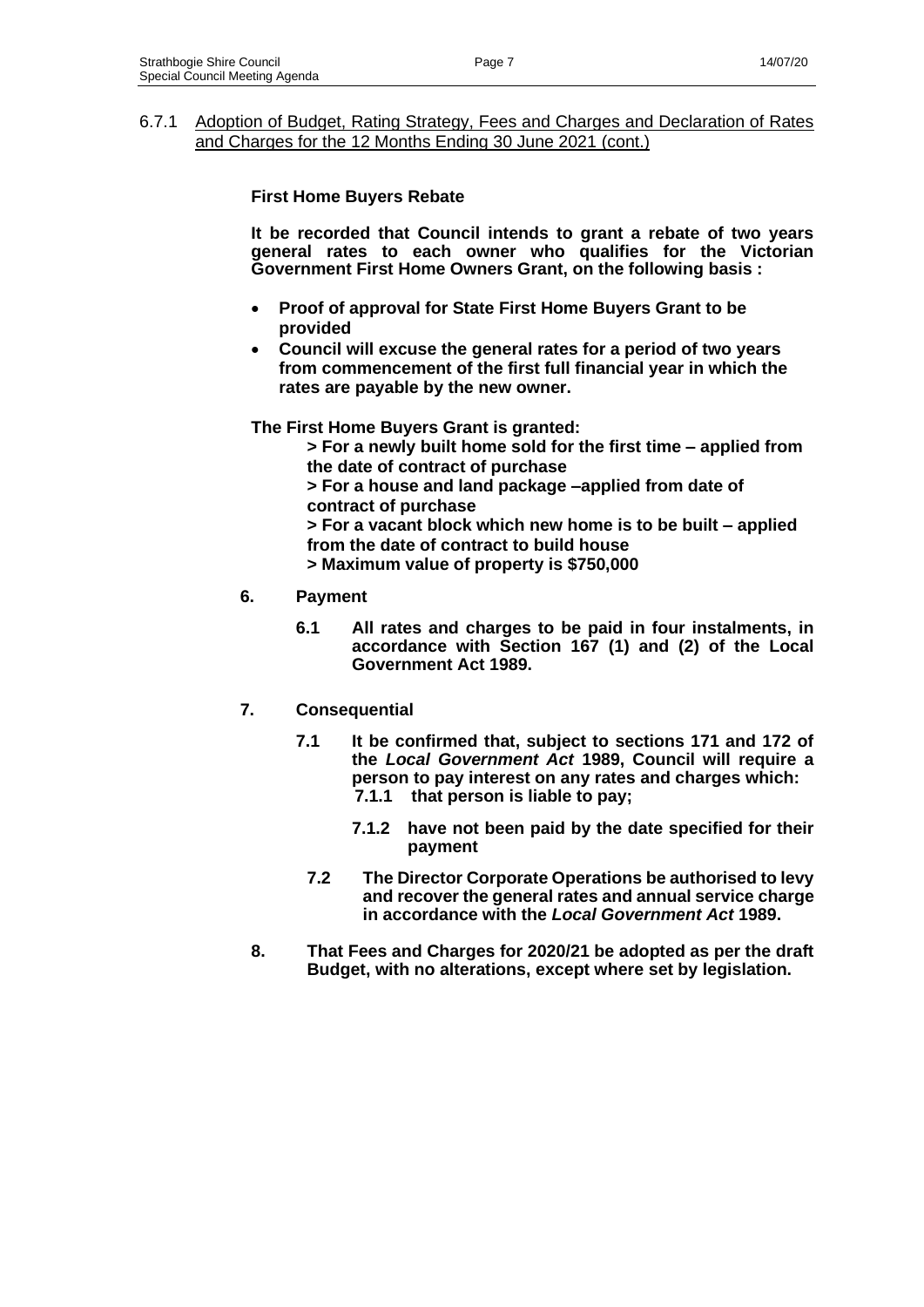6.7.1 Adoption of Budget, Rating Strategy, Fees and Charges and Declaration of Rates and Charges for the 12 Months Ending 30 June 2021 (cont.)

**First Home Buyers Rebate**

**It be recorded that Council intends to grant a rebate of two years general rates to each owner who qualifies for the Victorian Government First Home Owners Grant, on the following basis :**

- **Proof of approval for State First Home Buyers Grant to be provided**
- **Council will excuse the general rates for a period of two years from commencement of the first full financial year in which the rates are payable by the new owner.**

**The First Home Buyers Grant is granted:**

**> For a newly built home sold for the first time – applied from the date of contract of purchase**
**> For a house and land package –applied from date of contract of purchase**
**> For a vacant block which new home is to be built – applied from the date of contract to build house**
**> Maximum value of property is $750,000**

**6. Payment**

**6.1 All rates and charges to be paid in four instalments, in accordance with Section 167 (1) and (2) of the Local Government Act 1989.**

**7. Consequential**

**7.1 It be confirmed that, subject to sections 171 and 172 of the *Local Government Act* 1989, Council will require a person to pay interest on any rates and charges which:**

**7.1.1 that person is liable to pay;**

**7.1.2 have not been paid by the date specified for their payment**

**7.2 The Director Corporate Operations be authorised to levy and recover the general rates and annual service charge in accordance with the *Local Government Act* 1989.**

**8. That Fees and Charges for 2020/21 be adopted as per the draft Budget, with no alterations, except where set by legislation.**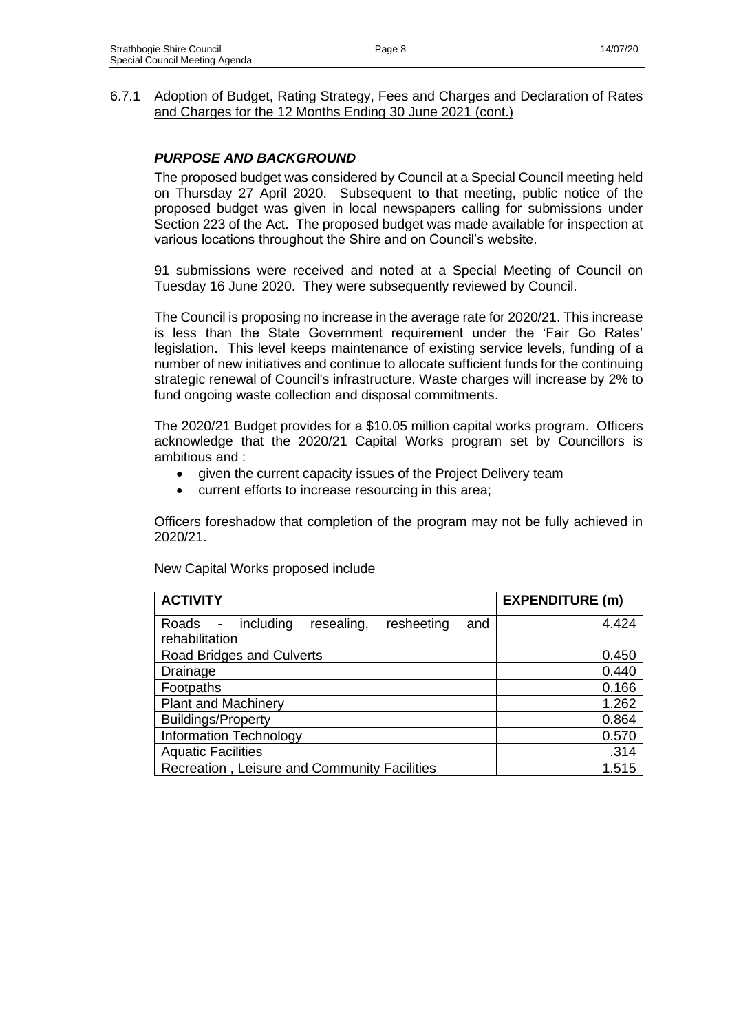### 6.7.1 Adoption of Budget, Rating Strategy, Fees and Charges and Declaration of Rates and Charges for the 12 Months Ending 30 June 2021 (cont.)

#### ***PURPOSE AND BACKGROUND***

The proposed budget was considered by Council at a Special Council meeting held on Thursday 27 April 2020. Subsequent to that meeting, public notice of the proposed budget was given in local newspapers calling for submissions under Section 223 of the Act. The proposed budget was made available for inspection at various locations throughout the Shire and on Council's website.

91 submissions were received and noted at a Special Meeting of Council on Tuesday 16 June 2020. They were subsequently reviewed by Council.

The Council is proposing no increase in the average rate for 2020/21. This increase is less than the State Government requirement under the 'Fair Go Rates' legislation. This level keeps maintenance of existing service levels, funding of a number of new initiatives and continue to allocate sufficient funds for the continuing strategic renewal of Council's infrastructure. Waste charges will increase by 2% to fund ongoing waste collection and disposal commitments.

The 2020/21 Budget provides for a $10.05 million capital works program. Officers acknowledge that the 2020/21 Capital Works program set by Councillors is ambitious and :

- given the current capacity issues of the Project Delivery team
- current efforts to increase resourcing in this area;

Officers foreshadow that completion of the program may not be fully achieved in 2020/21.

New Capital Works proposed include

| ACTIVITY | EXPENDITURE (m) |
|---|---:|
| Roads - including resealing, resheeting and rehabilitation | 4.424 |
| Road Bridges and Culverts | 0.450 |
| Drainage | 0.440 |
| Footpaths | 0.166 |
| Plant and Machinery | 1.262 |
| Buildings/Property | 0.864 |
| Information Technology | 0.570 |
| Aquatic Facilities | .314 |
| Recreation , Leisure and Community Facilities | 1.515 |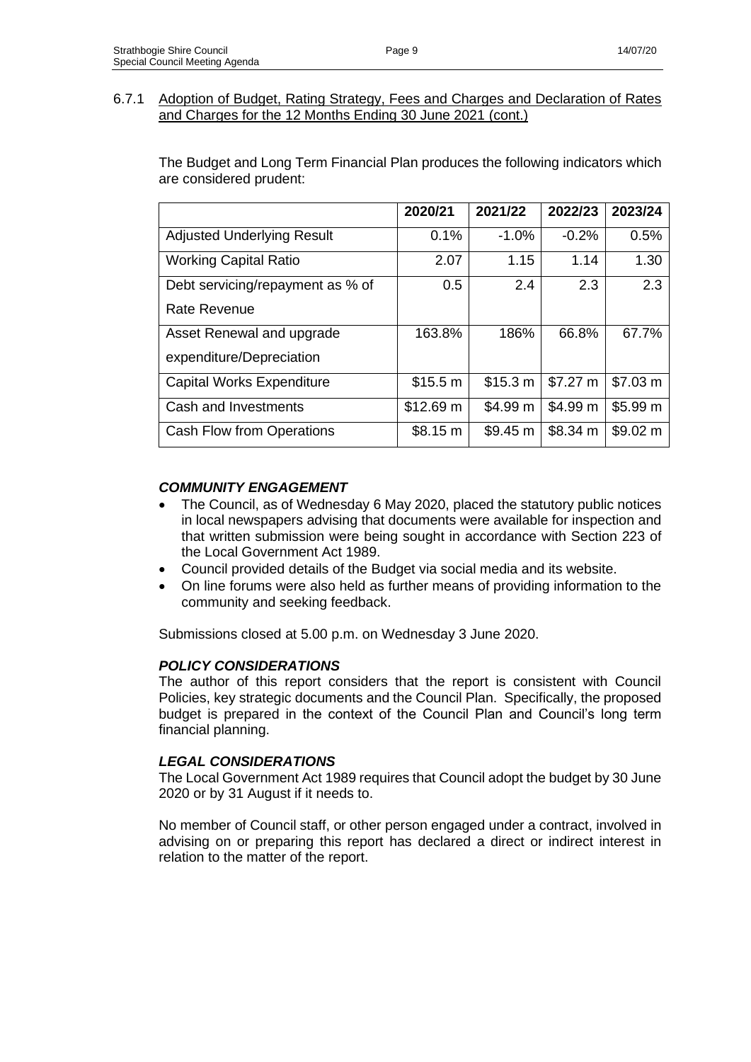### 6.7.1 Adoption of Budget, Rating Strategy, Fees and Charges and Declaration of Rates and Charges for the 12 Months Ending 30 June 2021 (cont.)

The Budget and Long Term Financial Plan produces the following indicators which are considered prudent:

| | 2020/21 | 2021/22 | 2022/23 | 2023/24 |
|---|---|---|---|---|
| Adjusted Underlying Result | 0.1% | -1.0% | -0.2% | 0.5% |
| Working Capital Ratio | 2.07 | 1.15 | 1.14 | 1.30 |
| Debt servicing/repayment as % of Rate Revenue | 0.5 | 2.4 | 2.3 | 2.3 |
| Asset Renewal and upgrade expenditure/Depreciation | 163.8% | 186% | 66.8% | 67.7% |
| Capital Works Expenditure | $15.5 m | $15.3 m | $7.27 m | $7.03 m |
| Cash and Investments | $12.69 m | $4.99 m | $4.99 m | $5.99 m |
| Cash Flow from Operations | $8.15 m | $9.45 m | $8.34 m | $9.02 m |

#### *COMMUNITY ENGAGEMENT*

- The Council, as of Wednesday 6 May 2020, placed the statutory public notices in local newspapers advising that documents were available for inspection and that written submission were being sought in accordance with Section 223 of the Local Government Act 1989.
- Council provided details of the Budget via social media and its website.
- On line forums were also held as further means of providing information to the community and seeking feedback.

Submissions closed at 5.00 p.m. on Wednesday 3 June 2020.

#### *POLICY CONSIDERATIONS*

The author of this report considers that the report is consistent with Council Policies, key strategic documents and the Council Plan. Specifically, the proposed budget is prepared in the context of the Council Plan and Council's long term financial planning.

#### *LEGAL CONSIDERATIONS*

The Local Government Act 1989 requires that Council adopt the budget by 30 June 2020 or by 31 August if it needs to.

No member of Council staff, or other person engaged under a contract, involved in advising on or preparing this report has declared a direct or indirect interest in relation to the matter of the report.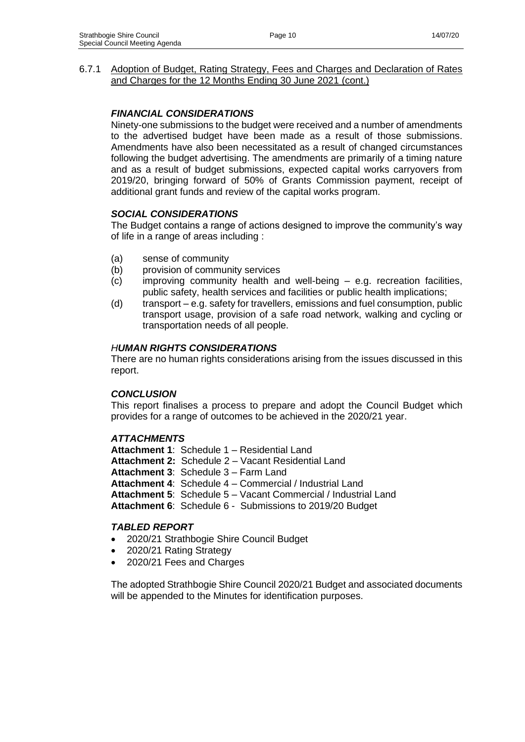## 6.7.1 Adoption of Budget, Rating Strategy, Fees and Charges and Declaration of Rates and Charges for the 12 Months Ending 30 June 2021 (cont.)

### *FINANCIAL CONSIDERATIONS*

Ninety-one submissions to the budget were received and a number of amendments to the advertised budget have been made as a result of those submissions. Amendments have also been necessitated as a result of changed circumstances following the budget advertising. The amendments are primarily of a timing nature and as a result of budget submissions, expected capital works carryovers from 2019/20, bringing forward of 50% of Grants Commission payment, receipt of additional grant funds and review of the capital works program.

### *SOCIAL CONSIDERATIONS*

The Budget contains a range of actions designed to improve the community's way of life in a range of areas including :

(a) sense of community
(b) provision of community services
(c) improving community health and well-being – e.g. recreation facilities, public safety, health services and facilities or public health implications;
(d) transport – e.g. safety for travellers, emissions and fuel consumption, public transport usage, provision of a safe road network, walking and cycling or transportation needs of all people.

### *HUMAN RIGHTS CONSIDERATIONS*

There are no human rights considerations arising from the issues discussed in this report.

### *CONCLUSION*

This report finalises a process to prepare and adopt the Council Budget which provides for a range of outcomes to be achieved in the 2020/21 year.

### *ATTACHMENTS*

**Attachment 1**: Schedule 1 – Residential Land
**Attachment 2:** Schedule 2 – Vacant Residential Land
**Attachment 3**: Schedule 3 – Farm Land
**Attachment 4**: Schedule 4 – Commercial / Industrial Land
**Attachment 5**: Schedule 5 – Vacant Commercial / Industrial Land
**Attachment 6**: Schedule 6 - Submissions to 2019/20 Budget

### *TABLED REPORT*

- 2020/21 Strathbogie Shire Council Budget
- 2020/21 Rating Strategy
- 2020/21 Fees and Charges

The adopted Strathbogie Shire Council 2020/21 Budget and associated documents will be appended to the Minutes for identification purposes.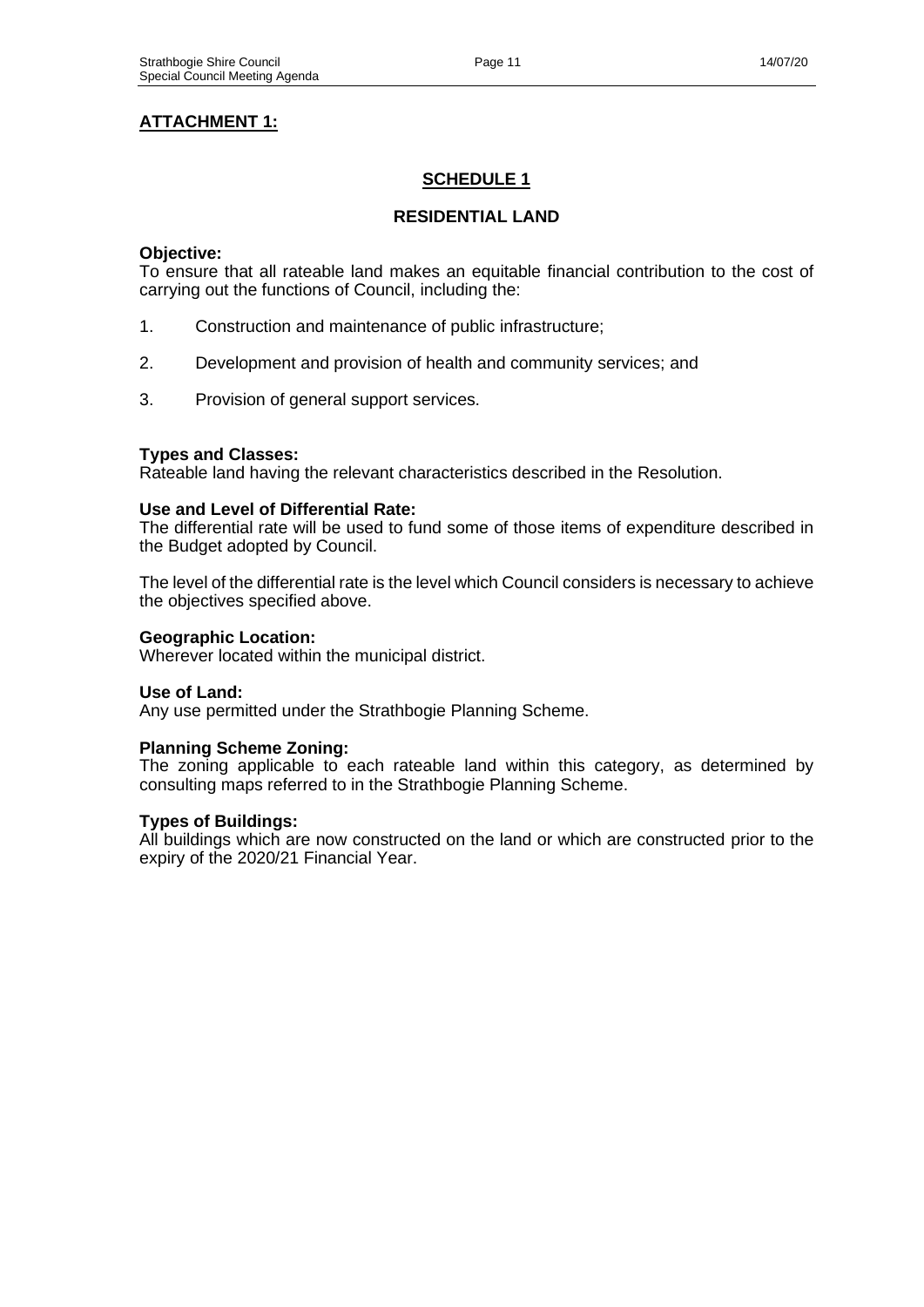**ATTACHMENT 1:**

## SCHEDULE 1

### RESIDENTIAL LAND

**Objective:**
To ensure that all rateable land makes an equitable financial contribution to the cost of carrying out the functions of Council, including the:

1. Construction and maintenance of public infrastructure;
2. Development and provision of health and community services; and
3. Provision of general support services.

**Types and Classes:**
Rateable land having the relevant characteristics described in the Resolution.

**Use and Level of Differential Rate:**
The differential rate will be used to fund some of those items of expenditure described in the Budget adopted by Council.

The level of the differential rate is the level which Council considers is necessary to achieve the objectives specified above.

**Geographic Location:**
Wherever located within the municipal district.

**Use of Land:**
Any use permitted under the Strathbogie Planning Scheme.

**Planning Scheme Zoning:**
The zoning applicable to each rateable land within this category, as determined by consulting maps referred to in the Strathbogie Planning Scheme.

**Types of Buildings:**
All buildings which are now constructed on the land or which are constructed prior to the expiry of the 2020/21 Financial Year.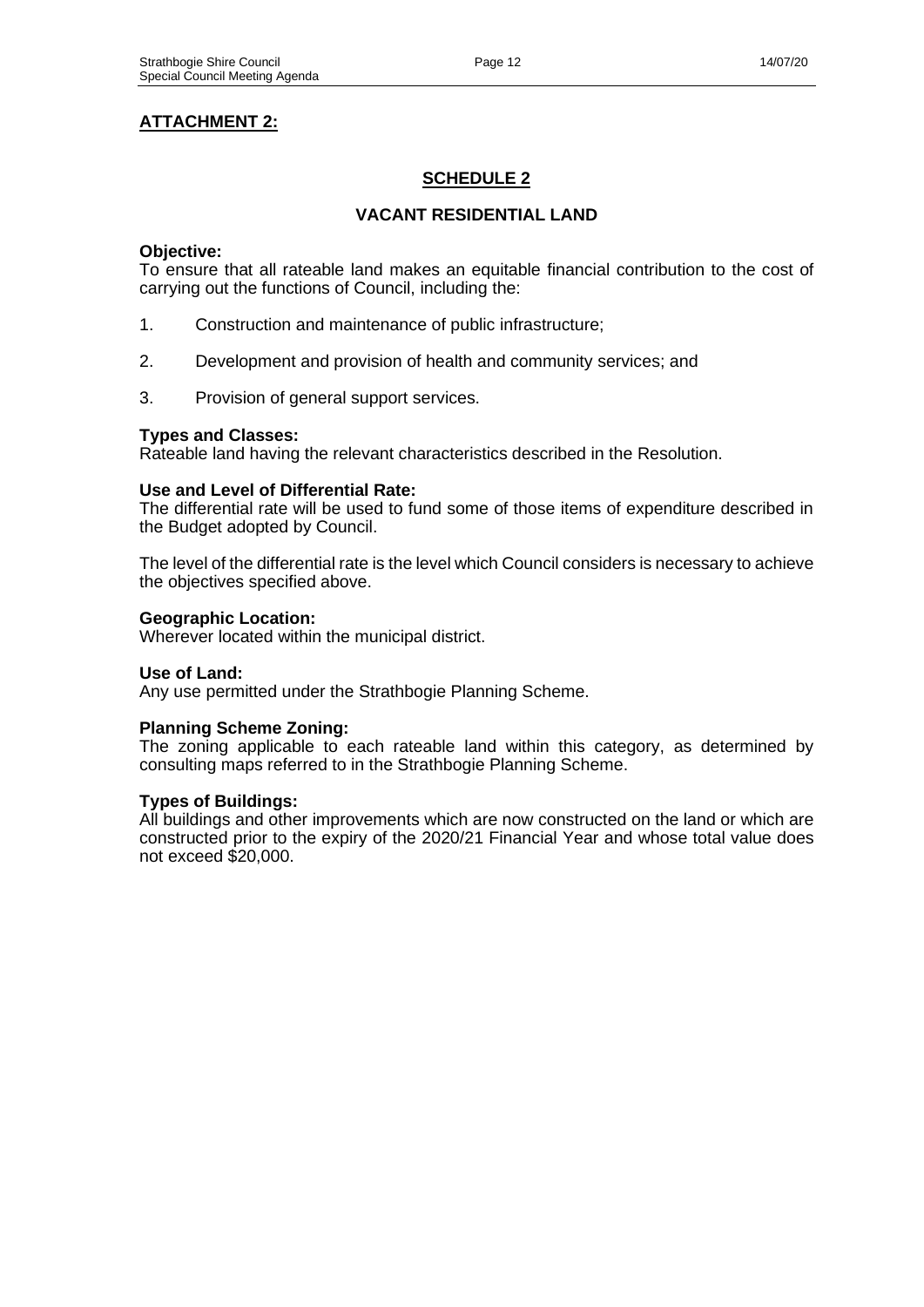**ATTACHMENT 2:**

## SCHEDULE 2

## VACANT RESIDENTIAL LAND

**Objective:**
To ensure that all rateable land makes an equitable financial contribution to the cost of carrying out the functions of Council, including the:

1. Construction and maintenance of public infrastructure;

2. Development and provision of health and community services; and

3. Provision of general support services.

**Types and Classes:**
Rateable land having the relevant characteristics described in the Resolution.

**Use and Level of Differential Rate:**
The differential rate will be used to fund some of those items of expenditure described in the Budget adopted by Council.

The level of the differential rate is the level which Council considers is necessary to achieve the objectives specified above.

**Geographic Location:**
Wherever located within the municipal district.

**Use of Land:**
Any use permitted under the Strathbogie Planning Scheme.

**Planning Scheme Zoning:**
The zoning applicable to each rateable land within this category, as determined by consulting maps referred to in the Strathbogie Planning Scheme.

**Types of Buildings:**
All buildings and other improvements which are now constructed on the land or which are constructed prior to the expiry of the 2020/21 Financial Year and whose total value does not exceed $20,000.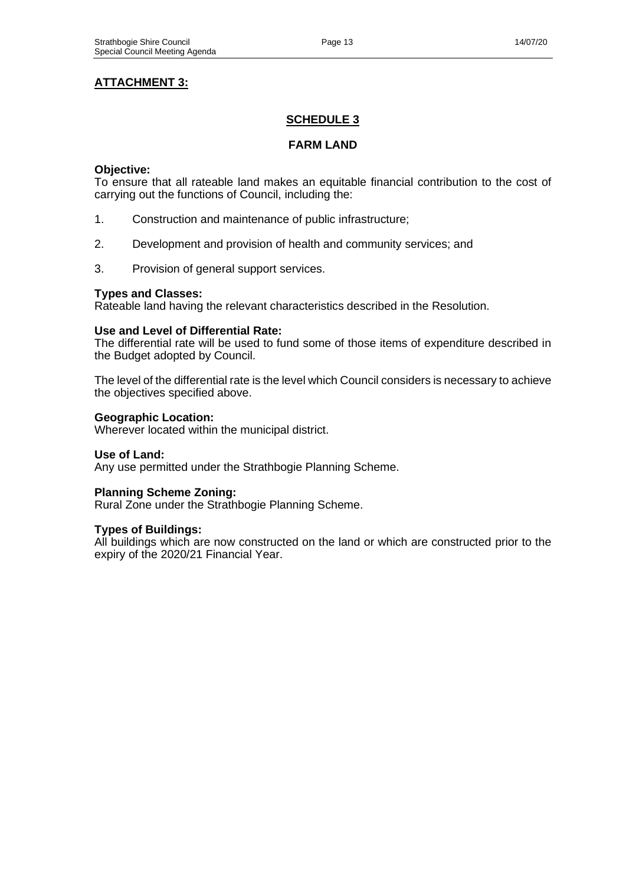**ATTACHMENT 3:**

## SCHEDULE 3

## FARM LAND

**Objective:**
To ensure that all rateable land makes an equitable financial contribution to the cost of carrying out the functions of Council, including the:

1. Construction and maintenance of public infrastructure;

2. Development and provision of health and community services; and

3. Provision of general support services.

**Types and Classes:**
Rateable land having the relevant characteristics described in the Resolution.

**Use and Level of Differential Rate:**
The differential rate will be used to fund some of those items of expenditure described in the Budget adopted by Council.

The level of the differential rate is the level which Council considers is necessary to achieve the objectives specified above.

**Geographic Location:**
Wherever located within the municipal district.

**Use of Land:**
Any use permitted under the Strathbogie Planning Scheme.

**Planning Scheme Zoning:**
Rural Zone under the Strathbogie Planning Scheme.

**Types of Buildings:**
All buildings which are now constructed on the land or which are constructed prior to the expiry of the 2020/21 Financial Year.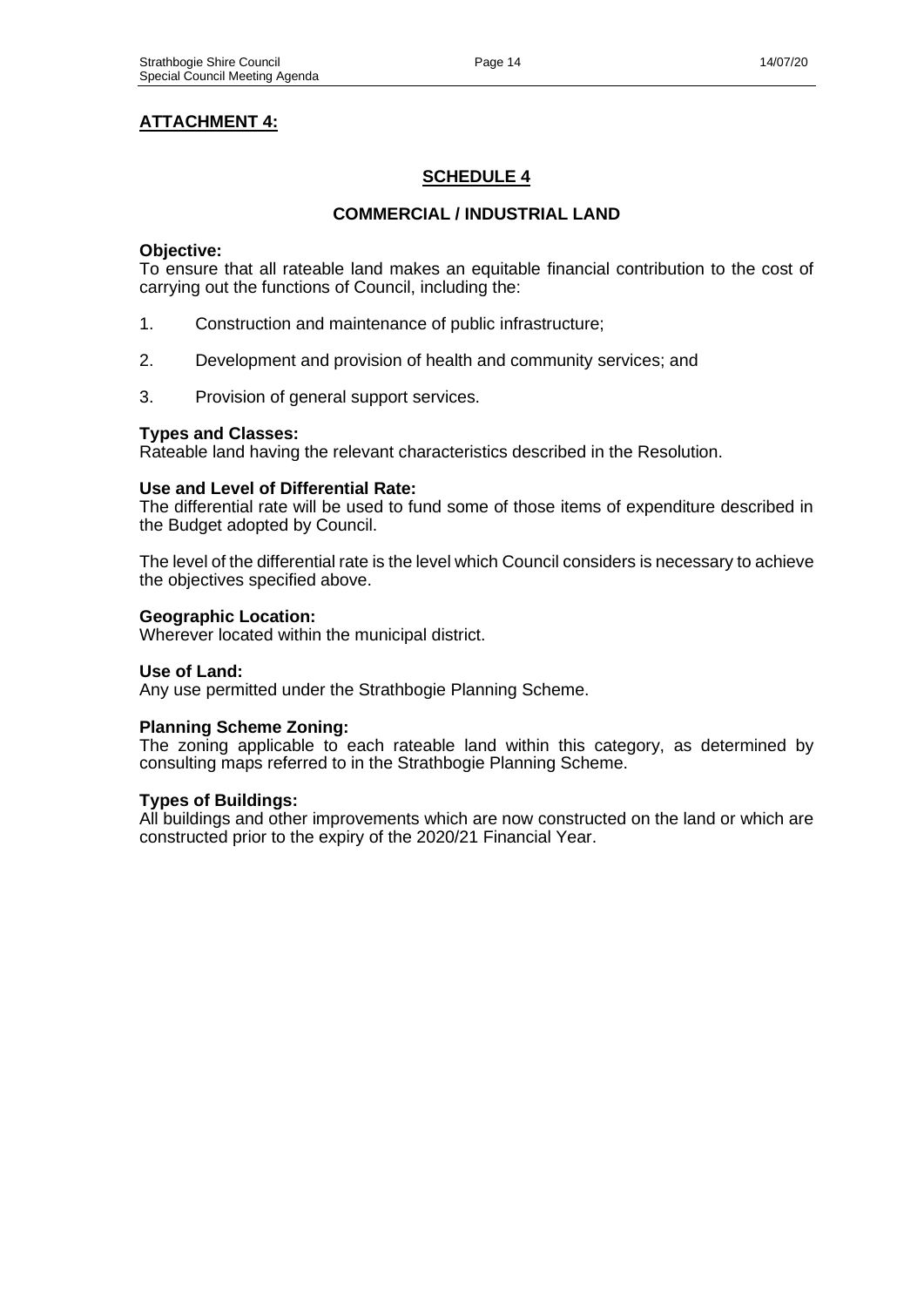**ATTACHMENT 4:**

## SCHEDULE 4

### COMMERCIAL / INDUSTRIAL LAND

**Objective:**
To ensure that all rateable land makes an equitable financial contribution to the cost of carrying out the functions of Council, including the:

1. Construction and maintenance of public infrastructure;

2. Development and provision of health and community services; and

3. Provision of general support services.

**Types and Classes:**
Rateable land having the relevant characteristics described in the Resolution.

**Use and Level of Differential Rate:**
The differential rate will be used to fund some of those items of expenditure described in the Budget adopted by Council.

The level of the differential rate is the level which Council considers is necessary to achieve the objectives specified above.

**Geographic Location:**
Wherever located within the municipal district.

**Use of Land:**
Any use permitted under the Strathbogie Planning Scheme.

**Planning Scheme Zoning:**
The zoning applicable to each rateable land within this category, as determined by consulting maps referred to in the Strathbogie Planning Scheme.

**Types of Buildings:**
All buildings and other improvements which are now constructed on the land or which are constructed prior to the expiry of the 2020/21 Financial Year.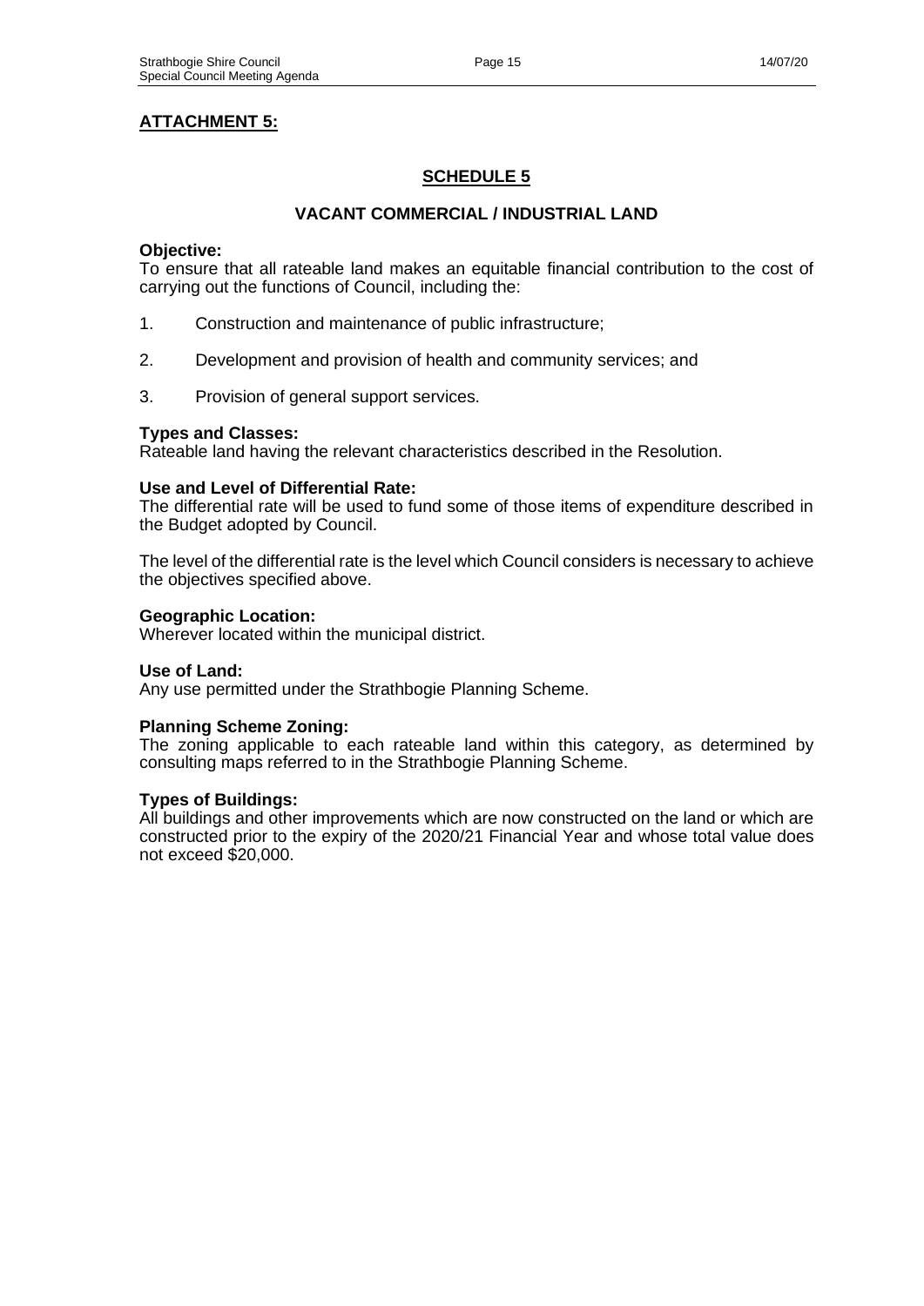## ATTACHMENT 5:

### SCHEDULE 5

### VACANT COMMERCIAL / INDUSTRIAL LAND

**Objective:**
To ensure that all rateable land makes an equitable financial contribution to the cost of carrying out the functions of Council, including the:

1. Construction and maintenance of public infrastructure;

2. Development and provision of health and community services; and

3. Provision of general support services.

**Types and Classes:**
Rateable land having the relevant characteristics described in the Resolution.

**Use and Level of Differential Rate:**
The differential rate will be used to fund some of those items of expenditure described in the Budget adopted by Council.

The level of the differential rate is the level which Council considers is necessary to achieve the objectives specified above.

**Geographic Location:**
Wherever located within the municipal district.

**Use of Land:**
Any use permitted under the Strathbogie Planning Scheme.

**Planning Scheme Zoning:**
The zoning applicable to each rateable land within this category, as determined by consulting maps referred to in the Strathbogie Planning Scheme.

**Types of Buildings:**
All buildings and other improvements which are now constructed on the land or which are constructed prior to the expiry of the 2020/21 Financial Year and whose total value does not exceed $20,000.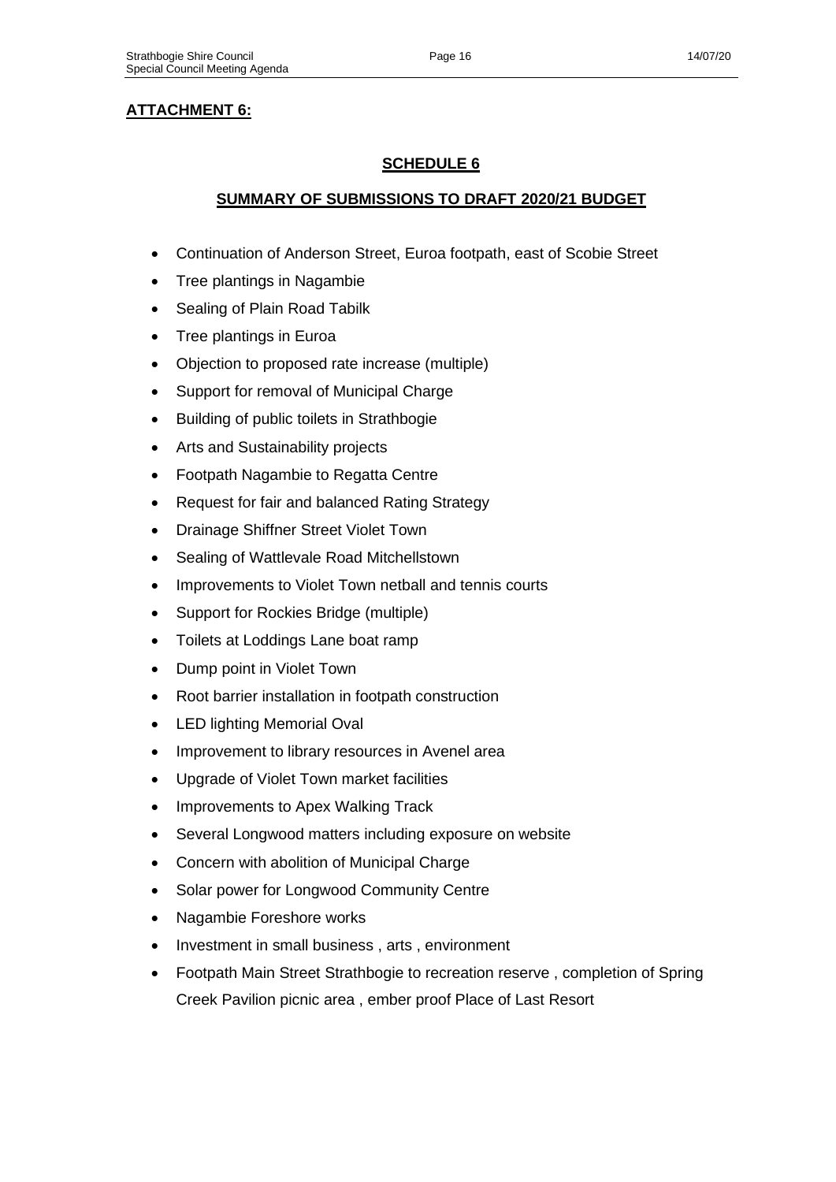**ATTACHMENT 6:**

## SCHEDULE 6

## SUMMARY OF SUBMISSIONS TO DRAFT 2020/21 BUDGET

- Continuation of Anderson Street, Euroa footpath, east of Scobie Street
- Tree plantings in Nagambie
- Sealing of Plain Road Tabilk
- Tree plantings in Euroa
- Objection to proposed rate increase (multiple)
- Support for removal of Municipal Charge
- Building of public toilets in Strathbogie
- Arts and Sustainability projects
- Footpath Nagambie to Regatta Centre
- Request for fair and balanced Rating Strategy
- Drainage Shiffner Street Violet Town
- Sealing of Wattlevale Road Mitchellstown
- Improvements to Violet Town netball and tennis courts
- Support for Rockies Bridge (multiple)
- Toilets at Loddings Lane boat ramp
- Dump point in Violet Town
- Root barrier installation in footpath construction
- LED lighting Memorial Oval
- Improvement to library resources in Avenel area
- Upgrade of Violet Town market facilities
- Improvements to Apex Walking Track
- Several Longwood matters including exposure on website
- Concern with abolition of Municipal Charge
- Solar power for Longwood Community Centre
- Nagambie Foreshore works
- Investment in small business , arts , environment
- Footpath Main Street Strathbogie to recreation reserve , completion of Spring Creek Pavilion picnic area , ember proof Place of Last Resort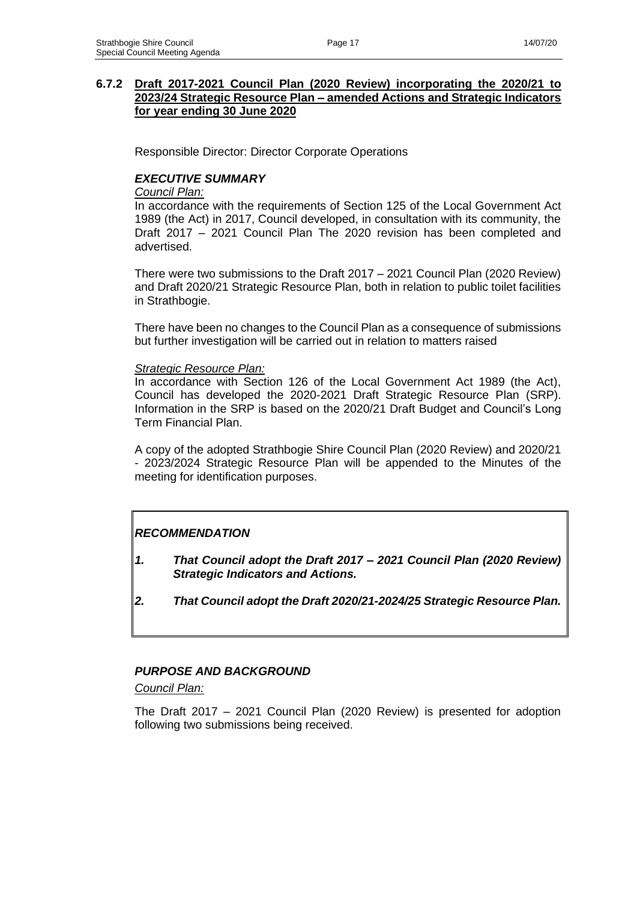### 6.7.2 Draft 2017-2021 Council Plan (2020 Review) incorporating the 2020/21 to 2023/24 Strategic Resource Plan – amended Actions and Strategic Indicators for year ending 30 June 2020

Responsible Director: Director Corporate Operations

***EXECUTIVE SUMMARY***

*Council Plan:*

In accordance with the requirements of Section 125 of the Local Government Act 1989 (the Act) in 2017, Council developed, in consultation with its community, the Draft 2017 – 2021 Council Plan The 2020 revision has been completed and advertised.

There were two submissions to the Draft 2017 – 2021 Council Plan (2020 Review) and Draft 2020/21 Strategic Resource Plan, both in relation to public toilet facilities in Strathbogie.

There have been no changes to the Council Plan as a consequence of submissions but further investigation will be carried out in relation to matters raised

*Strategic Resource Plan:*

In accordance with Section 126 of the Local Government Act 1989 (the Act), Council has developed the 2020-2021 Draft Strategic Resource Plan (SRP). Information in the SRP is based on the 2020/21 Draft Budget and Council's Long Term Financial Plan.

A copy of the adopted Strathbogie Shire Council Plan (2020 Review) and 2020/21 - 2023/2024 Strategic Resource Plan will be appended to the Minutes of the meeting for identification purposes.

***RECOMMENDATION***

***1. That Council adopt the Draft 2017 – 2021 Council Plan (2020 Review) Strategic Indicators and Actions.***

***2. That Council adopt the Draft 2020/21-2024/25 Strategic Resource Plan.***

***PURPOSE AND BACKGROUND***

*Council Plan:*

The Draft 2017 – 2021 Council Plan (2020 Review) is presented for adoption following two submissions being received.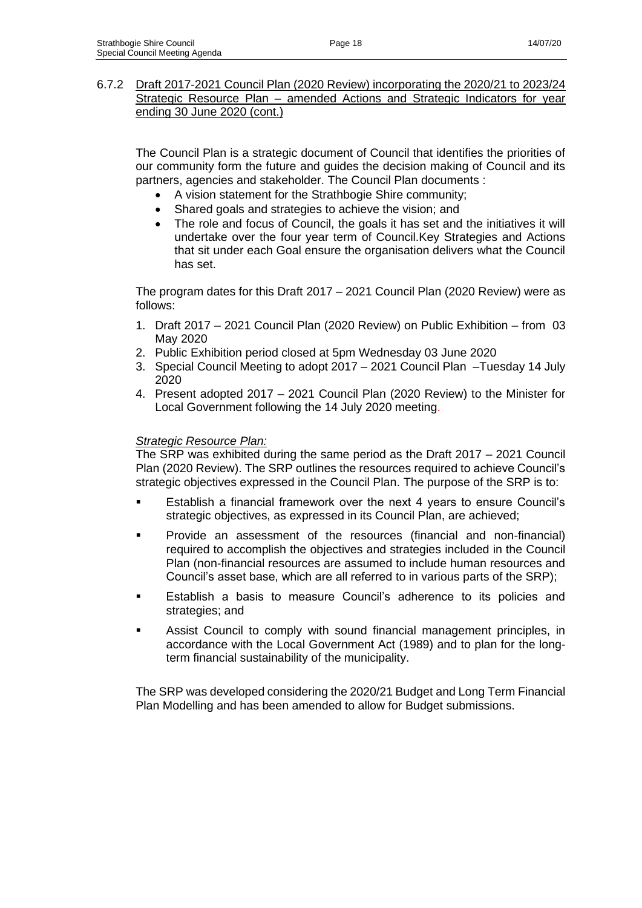### 6.7.2 Draft 2017-2021 Council Plan (2020 Review) incorporating the 2020/21 to 2023/24 Strategic Resource Plan – amended Actions and Strategic Indicators for year ending 30 June 2020 (cont.)

The Council Plan is a strategic document of Council that identifies the priorities of our community form the future and guides the decision making of Council and its partners, agencies and stakeholder. The Council Plan documents :

- A vision statement for the Strathbogie Shire community;
- Shared goals and strategies to achieve the vision; and
- The role and focus of Council, the goals it has set and the initiatives it will undertake over the four year term of Council.Key Strategies and Actions that sit under each Goal ensure the organisation delivers what the Council has set.

The program dates for this Draft 2017 – 2021 Council Plan (2020 Review) were as follows:

1. Draft 2017 – 2021 Council Plan (2020 Review) on Public Exhibition – from 03 May 2020
2. Public Exhibition period closed at 5pm Wednesday 03 June 2020
3. Special Council Meeting to adopt 2017 – 2021 Council Plan –Tuesday 14 July 2020
4. Present adopted 2017 – 2021 Council Plan (2020 Review) to the Minister for Local Government following the 14 July 2020 meeting.

*Strategic Resource Plan:*

The SRP was exhibited during the same period as the Draft 2017 – 2021 Council Plan (2020 Review). The SRP outlines the resources required to achieve Council's strategic objectives expressed in the Council Plan. The purpose of the SRP is to:

- Establish a financial framework over the next 4 years to ensure Council's strategic objectives, as expressed in its Council Plan, are achieved;
- Provide an assessment of the resources (financial and non-financial) required to accomplish the objectives and strategies included in the Council Plan (non-financial resources are assumed to include human resources and Council's asset base, which are all referred to in various parts of the SRP);
- Establish a basis to measure Council's adherence to its policies and strategies; and
- Assist Council to comply with sound financial management principles, in accordance with the Local Government Act (1989) and to plan for the long-term financial sustainability of the municipality.

The SRP was developed considering the 2020/21 Budget and Long Term Financial Plan Modelling and has been amended to allow for Budget submissions.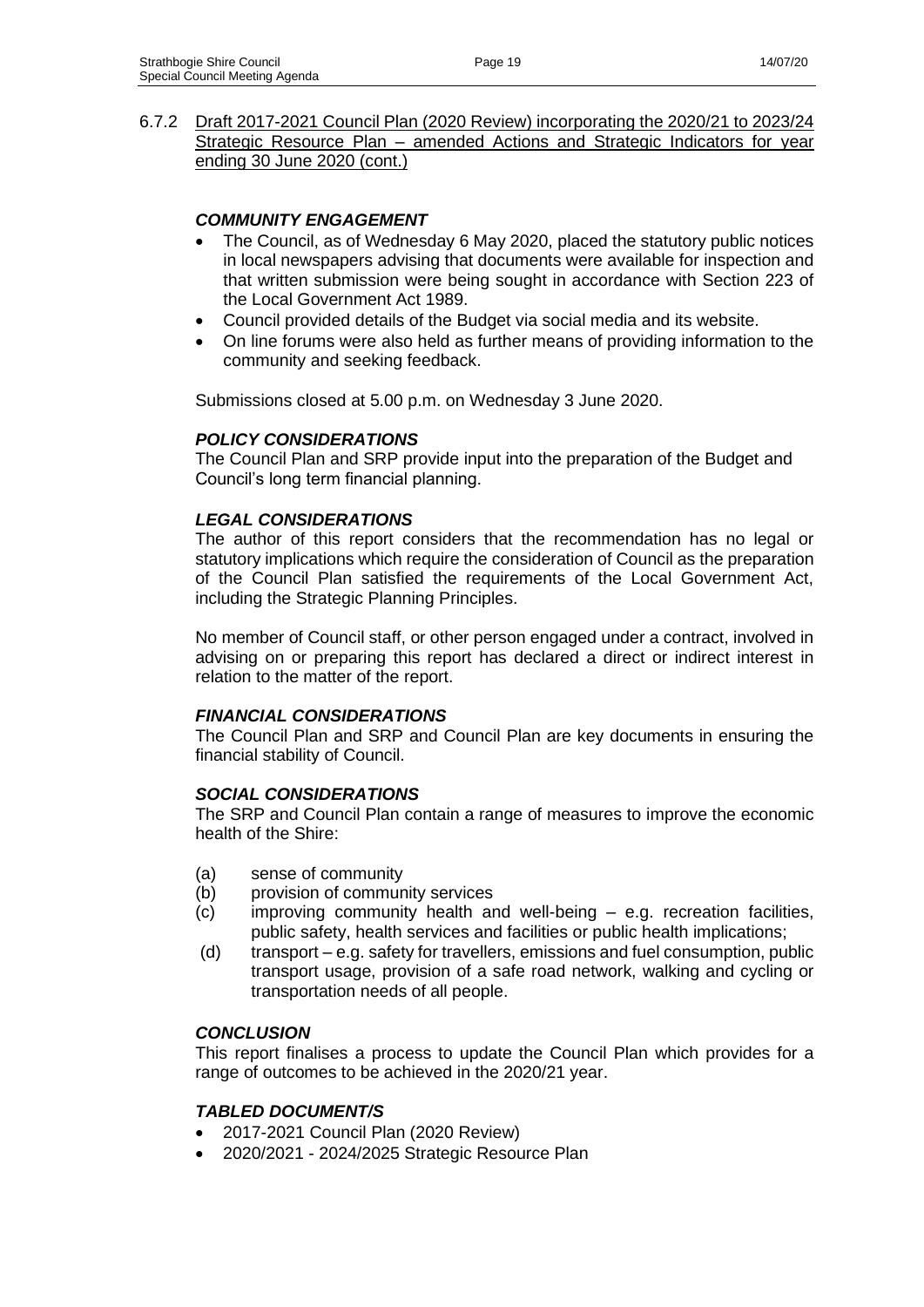6.7.2 Draft 2017-2021 Council Plan (2020 Review) incorporating the 2020/21 to 2023/24 Strategic Resource Plan – amended Actions and Strategic Indicators for year ending 30 June 2020 (cont.)

***COMMUNITY ENGAGEMENT***

- The Council, as of Wednesday 6 May 2020, placed the statutory public notices in local newspapers advising that documents were available for inspection and that written submission were being sought in accordance with Section 223 of the Local Government Act 1989.
- Council provided details of the Budget via social media and its website.
- On line forums were also held as further means of providing information to the community and seeking feedback.

Submissions closed at 5.00 p.m. on Wednesday 3 June 2020.

***POLICY CONSIDERATIONS***

The Council Plan and SRP provide input into the preparation of the Budget and Council's long term financial planning.

***LEGAL CONSIDERATIONS***

The author of this report considers that the recommendation has no legal or statutory implications which require the consideration of Council as the preparation of the Council Plan satisfied the requirements of the Local Government Act, including the Strategic Planning Principles.

No member of Council staff, or other person engaged under a contract, involved in advising on or preparing this report has declared a direct or indirect interest in relation to the matter of the report.

***FINANCIAL CONSIDERATIONS***

The Council Plan and SRP and Council Plan are key documents in ensuring the financial stability of Council.

***SOCIAL CONSIDERATIONS***

The SRP and Council Plan contain a range of measures to improve the economic health of the Shire:

(a) sense of community
(b) provision of community services
(c) improving community health and well-being – e.g. recreation facilities, public safety, health services and facilities or public health implications;
(d) transport – e.g. safety for travellers, emissions and fuel consumption, public transport usage, provision of a safe road network, walking and cycling or transportation needs of all people.

***CONCLUSION***

This report finalises a process to update the Council Plan which provides for a range of outcomes to be achieved in the 2020/21 year.

***TABLED DOCUMENT/S***

- 2017-2021 Council Plan (2020 Review)
- 2020/2021 - 2024/2025 Strategic Resource Plan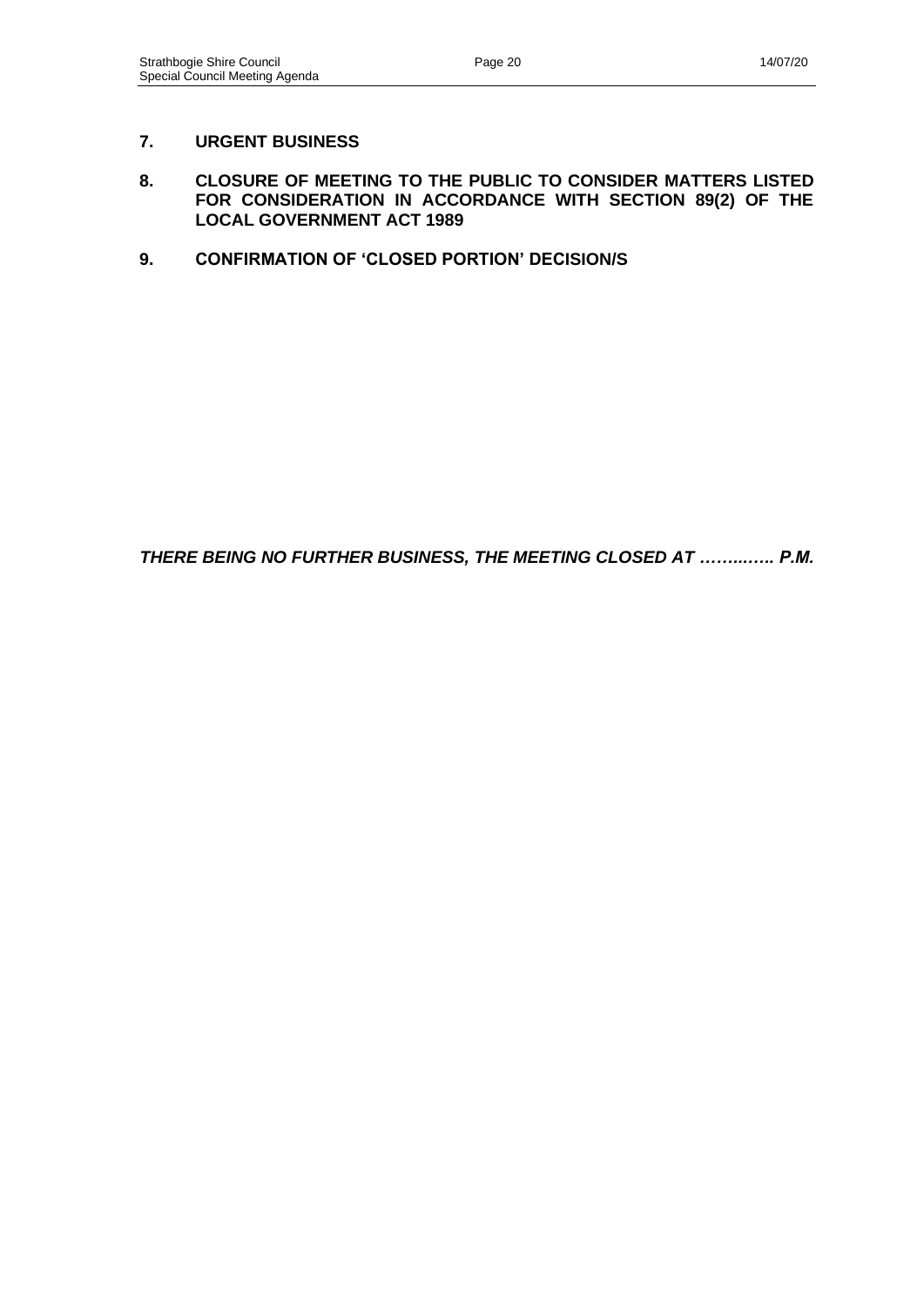## 7. URGENT BUSINESS

## 8. CLOSURE OF MEETING TO THE PUBLIC TO CONSIDER MATTERS LISTED FOR CONSIDERATION IN ACCORDANCE WITH SECTION 89(2) OF THE LOCAL GOVERNMENT ACT 1989

## 9. CONFIRMATION OF 'CLOSED PORTION' DECISION/S

***THERE BEING NO FURTHER BUSINESS, THE MEETING CLOSED AT …….….. P.M.***